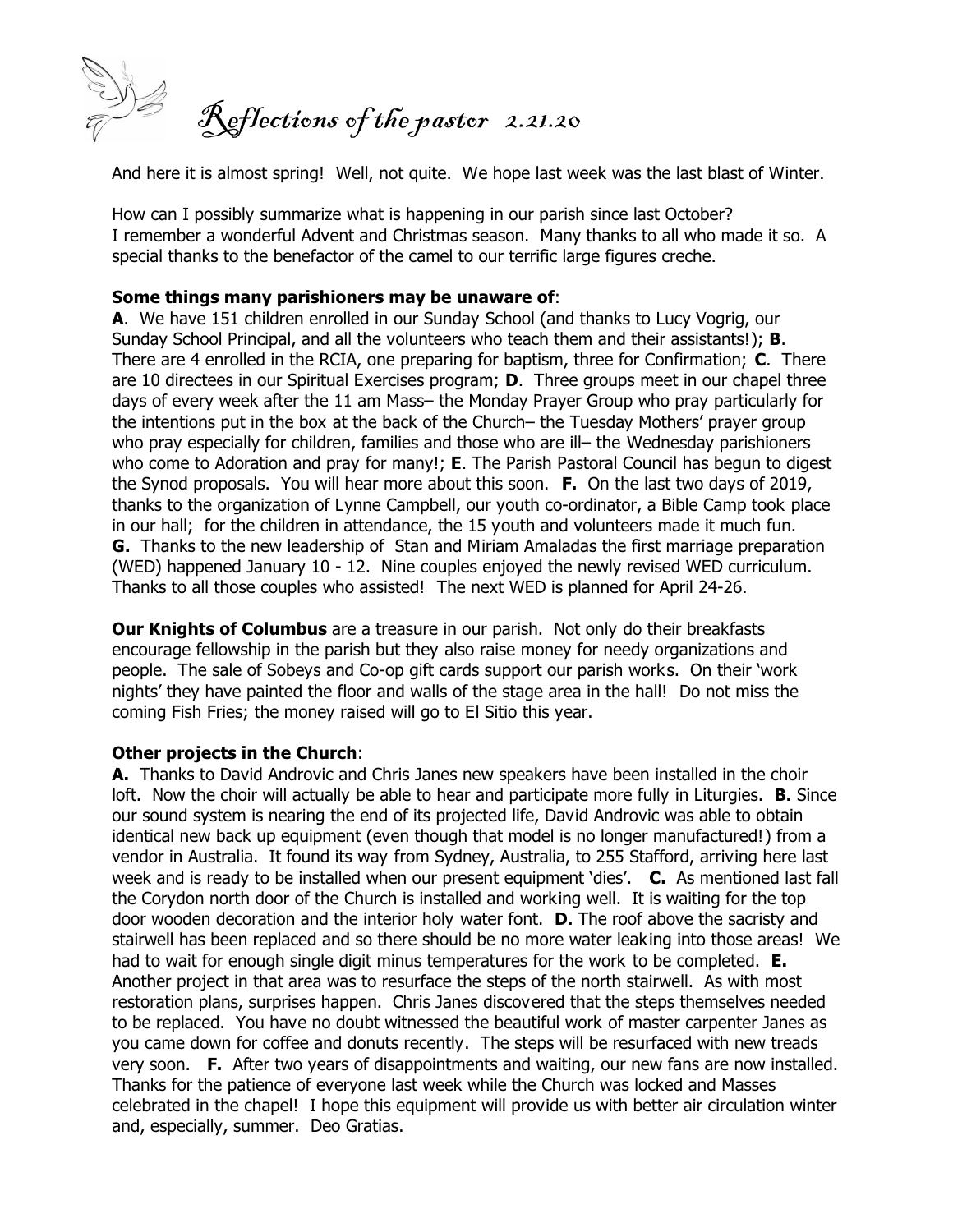# *Reflections of the pastor 2.21.20*

And here it is almost spring! Well, not quite. We hope last week was the last blast of Winter.

How can I possibly summarize what is happening in our parish since last October? I remember a wonderful Advent and Christmas season. Many thanks to all who made it so. A special thanks to the benefactor of the camel to our terrific large figures creche.

**Some things many parishioners may be unaware of**:

**A**. We have 151 children enrolled in our Sunday School (and thanks to Lucy Vogrig, our Sunday School Principal, and all the volunteers who teach them and their assistants!); **B**. There are 4 enrolled in the RCIA, one preparing for baptism, three for Confirmation; **C**. There are 10 directees in our Spiritual Exercises program; **D**. Three groups meet in our chapel three days of every week after the 11 am Mass– the Monday Prayer Group who pray particularly for the intentions put in the box at the back of the Church– the Tuesday Mothers' prayer group who pray especially for children, families and those who are ill– the Wednesday parishioners who come to Adoration and pray for many!; **E**. The Parish Pastoral Council has begun to digest the Synod proposals. You will hear more about this soon. **F.** On the last two days of 2019, thanks to the organization of Lynne Campbell, our youth co-ordinator, a Bible Camp took place in our hall; for the children in attendance, the 15 youth and volunteers made it much fun. **G.** Thanks to the new leadership of Stan and Miriam Amaladas the first marriage preparation (WED) happened January 10 - 12. Nine couples enjoyed the newly revised WED curriculum. Thanks to all those couples who assisted! The next WED is planned for April 24-26.

**Our Knights of Columbus** are a treasure in our parish. Not only do their breakfasts encourage fellowship in the parish but they also raise money for needy organizations and people. The sale of Sobeys and Co-op gift cards support our parish works. On their 'work nights' they have painted the floor and walls of the stage area in the hall! Do not miss the coming Fish Fries; the money raised will go to El Sitio this year.

**Other projects in the Church**:

**A.** Thanks to David Androvic and Chris Janes new speakers have been installed in the choir loft. Now the choir will actually be able to hear and participate more fully in Liturgies. **B.** Since our sound system is nearing the end of its projected life, David Androvic was able to obtain identical new back up equipment (even though that model is no longer manufactured!) from a vendor in Australia. It found its way from Sydney, Australia, to 255 Stafford, arriving here last week and is ready to be installed when our present equipment 'dies'. **C.** As mentioned last fall the Corydon north door of the Church is installed and working well. It is waiting for the top door wooden decoration and the interior holy water font. **D.** The roof above the sacristy and stairwell has been replaced and so there should be no more water leaking into those areas! We had to wait for enough single digit minus temperatures for the work to be completed. **E.** Another project in that area was to resurface the steps of the north stairwell. As with most restoration plans, surprises happen. Chris Janes discovered that the steps themselves needed to be replaced. You have no doubt witnessed the beautiful work of master carpenter Janes as you came down for coffee and donuts recently. The steps will be resurfaced with new treads very soon. **F.** After two years of disappointments and waiting, our new fans are now installed. Thanks for the patience of everyone last week while the Church was locked and Masses celebrated in the chapel! I hope this equipment will provide us with better air circulation winter and, especially, summer. Deo Gratias.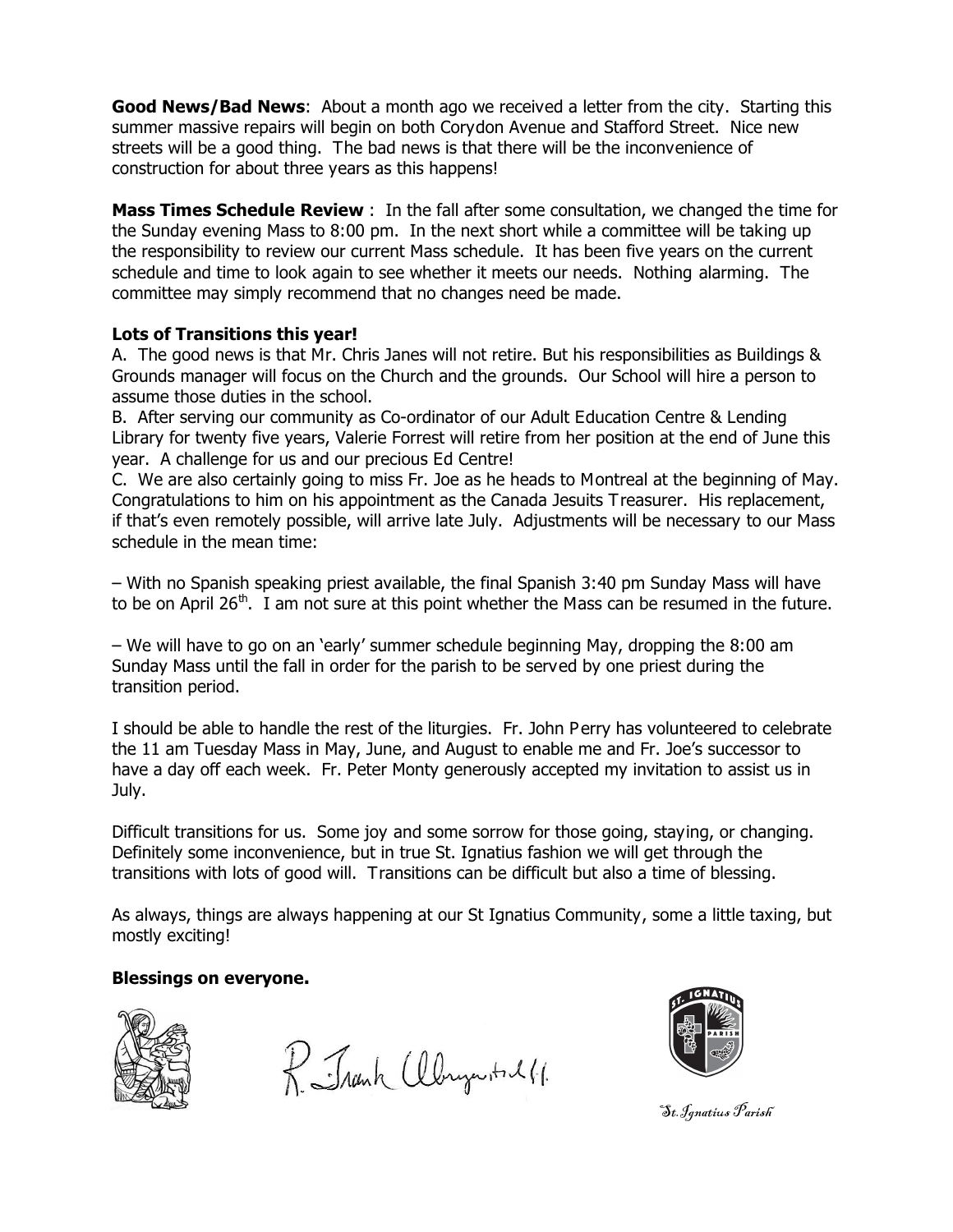**Good News/Bad News**: About a month ago we received a letter from the city. Starting this summer massive repairs will begin on both Corydon Avenue and Stafford Street. Nice new streets will be a good thing. The bad news is that there will be the inconvenience of construction for about three years as this happens!

**Mass Times Schedule Review** : In the fall after some consultation, we changed the time for the Sunday evening Mass to 8:00 pm. In the next short while a committee will be taking up the responsibility to review our current Mass schedule. It has been five years on the current schedule and time to look again to see whether it meets our needs. Nothing alarming. The committee may simply recommend that no changes need be made.

**Lots of Transitions this year!**

A. The good news is that Mr. Chris Janes will not retire. But his responsibilities as Buildings & Grounds manager will focus on the Church and the grounds. Our School will hire a person to assume those duties in the school.

B. After serving our community as Co-ordinator of our Adult Education Centre & Lending Library for twenty five years, Valerie Forrest will retire from her position at the end of June this year. A challenge for us and our precious Ed Centre!

C. We are also certainly going to miss Fr. Joe as he heads to Montreal at the beginning of May. Congratulations to him on his appointment as the Canada Jesuits Treasurer. His replacement, if that's even remotely possible, will arrive late July. Adjustments will be necessary to our Mass schedule in the mean time:

– With no Spanish speaking priest available, the final Spanish 3:40 pm Sunday Mass will have to be on April 26th. I am not sure at this point whether the Mass can be resumed in the future.

– We will have to go on an 'early' summer schedule beginning May, dropping the 8:00 am Sunday Mass until the fall in order for the parish to be served by one priest during the transition period.

I should be able to handle the rest of the liturgies. Fr. John Perry has volunteered to celebrate the 11 am Tuesday Mass in May, June, and August to enable me and Fr. Joe's successor to have a day off each week. Fr. Peter Monty generously accepted my invitation to assist us in July.

Difficult transitions for us. Some joy and some sorrow for those going, staying, or changing. Definitely some inconvenience, but in true St. Ignatius fashion we will get through the transitions with lots of good will. Transitions can be difficult but also a time of blessing.

As always, things are always happening at our St Ignatius Community, some a little taxing, but mostly exciting!

**Blessings on everyone.**

R. Frank Obrigewitsch SJ

St. Ignatius Parish